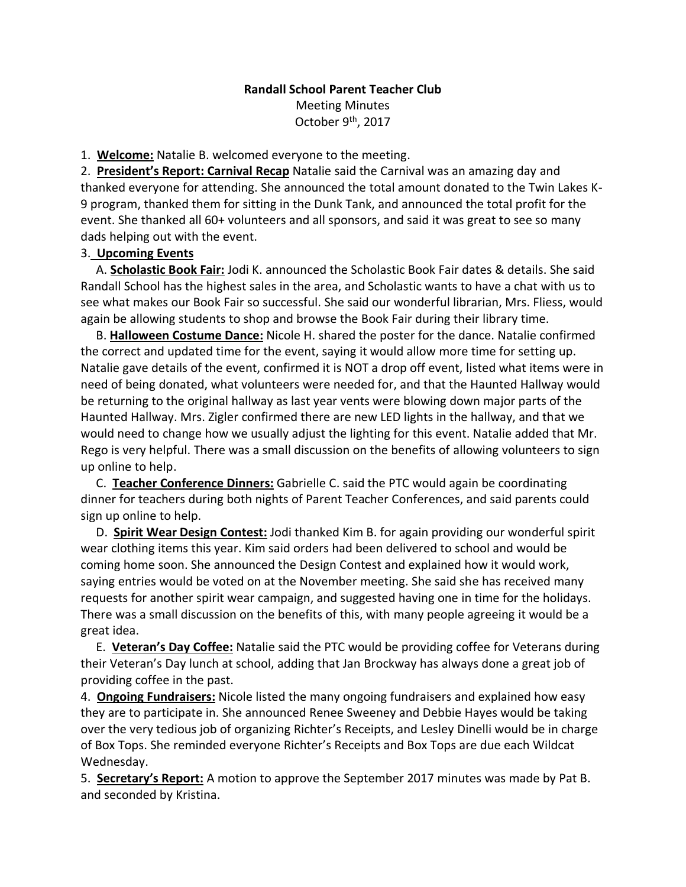**Randall School Parent Teacher Club**

Meeting Minutes

October 9th, 2017

1. **Welcome:** Natalie B. welcomed everyone to the meeting.

2. **President's Report: Carnival Recap** Natalie said the Carnival was an amazing day and thanked everyone for attending. She announced the total amount donated to the Twin Lakes K-9 program, thanked them for sitting in the Dunk Tank, and announced the total profit for the event. She thanked all 60+ volunteers and all sponsors, and said it was great to see so many dads helping out with the event.

3. **Upcoming Events**

   A. **Scholastic Book Fair:** Jodi K. announced the Scholastic Book Fair dates & details. She said Randall School has the highest sales in the area, and Scholastic wants to have a chat with us to see what makes our Book Fair so successful. She said our wonderful librarian, Mrs. Fliess, would again be allowing students to shop and browse the Book Fair during their library time.

   B. **Halloween Costume Dance:** Nicole H. shared the poster for the dance. Natalie confirmed the correct and updated time for the event, saying it would allow more time for setting up. Natalie gave details of the event, confirmed it is NOT a drop off event, listed what items were in need of being donated, what volunteers were needed for, and that the Haunted Hallway would be returning to the original hallway as last year vents were blowing down major parts of the Haunted Hallway. Mrs. Zigler confirmed there are new LED lights in the hallway, and that we would need to change how we usually adjust the lighting for this event. Natalie added that Mr. Rego is very helpful. There was a small discussion on the benefits of allowing volunteers to sign up online to help.

   C. **Teacher Conference Dinners:** Gabrielle C. said the PTC would again be coordinating dinner for teachers during both nights of Parent Teacher Conferences, and said parents could sign up online to help.

   D. **Spirit Wear Design Contest:** Jodi thanked Kim B. for again providing our wonderful spirit wear clothing items this year. Kim said orders had been delivered to school and would be coming home soon. She announced the Design Contest and explained how it would work, saying entries would be voted on at the November meeting. She said she has received many requests for another spirit wear campaign, and suggested having one in time for the holidays. There was a small discussion on the benefits of this, with many people agreeing it would be a great idea.

   E. **Veteran's Day Coffee:** Natalie said the PTC would be providing coffee for Veterans during their Veteran's Day lunch at school, adding that Jan Brockway has always done a great job of providing coffee in the past.

4. **Ongoing Fundraisers:** Nicole listed the many ongoing fundraisers and explained how easy they are to participate in. She announced Renee Sweeney and Debbie Hayes would be taking over the very tedious job of organizing Richter's Receipts, and Lesley Dinelli would be in charge of Box Tops. She reminded everyone Richter's Receipts and Box Tops are due each Wildcat Wednesday.

5. **Secretary's Report:** A motion to approve the September 2017 minutes was made by Pat B. and seconded by Kristina.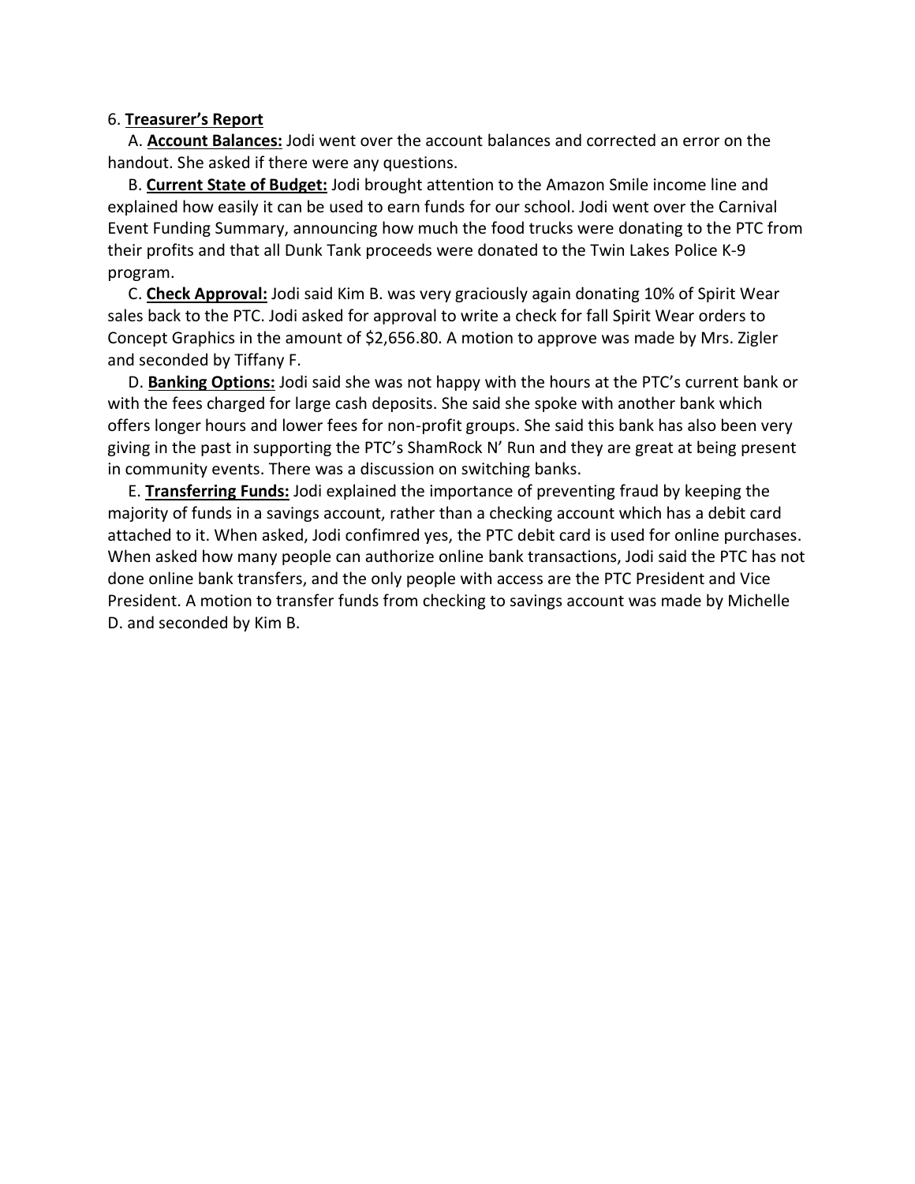6. **Treasurer's Report**

A. **Account Balances:** Jodi went over the account balances and corrected an error on the handout. She asked if there were any questions.

B. **Current State of Budget:** Jodi brought attention to the Amazon Smile income line and explained how easily it can be used to earn funds for our school. Jodi went over the Carnival Event Funding Summary, announcing how much the food trucks were donating to the PTC from their profits and that all Dunk Tank proceeds were donated to the Twin Lakes Police K-9 program.

C. **Check Approval:** Jodi said Kim B. was very graciously again donating 10% of Spirit Wear sales back to the PTC. Jodi asked for approval to write a check for fall Spirit Wear orders to Concept Graphics in the amount of $2,656.80. A motion to approve was made by Mrs. Zigler and seconded by Tiffany F.

D. **Banking Options:** Jodi said she was not happy with the hours at the PTC's current bank or with the fees charged for large cash deposits. She said she spoke with another bank which offers longer hours and lower fees for non-profit groups. She said this bank has also been very giving in the past in supporting the PTC's ShamRock N' Run and they are great at being present in community events. There was a discussion on switching banks.

E. **Transferring Funds:** Jodi explained the importance of preventing fraud by keeping the majority of funds in a savings account, rather than a checking account which has a debit card attached to it. When asked, Jodi confimred yes, the PTC debit card is used for online purchases. When asked how many people can authorize online bank transactions, Jodi said the PTC has not done online bank transfers, and the only people with access are the PTC President and Vice President. A motion to transfer funds from checking to savings account was made by Michelle D. and seconded by Kim B.